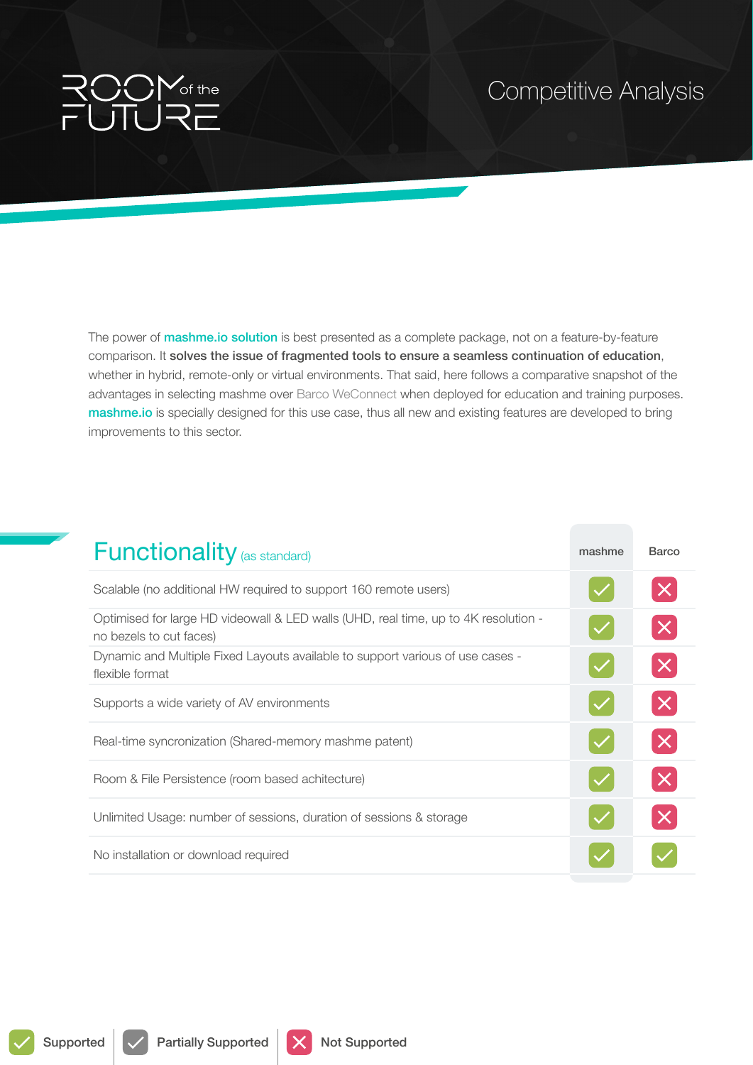# ROOM of the FUTURE

## Competitive Analysis

The power of mashme.io solution is best presented as a complete package, not on a feature-by-feature comparison. It **solves the issue of fragmented tools to ensure a seamless continuation of education**, whether in hybrid, remote-only or virtual environments. That said, here follows a comparative snapshot of the advantages in selecting mashme over Barco WeConnect when deployed for education and training purposes. mashme.io is specially designed for this use case, thus all new and existing features are developed to bring improvements to this sector.

## Functionality (as standard)

| Functionality (as standard) | mashme | Barco |
|---|---|---|
| Scalable (no additional HW required to support 160 remote users) | Supported | Not Supported |
| Optimised for large HD videowall & LED walls (UHD, real time, up to 4K resolution - no bezels to cut faces) | Supported | Not Supported |
| Dynamic and Multiple Fixed Layouts available to support various of use cases - flexible format | Supported | Not Supported |
| Supports a wide variety of AV environments | Supported | Not Supported |
| Real-time syncronization (Shared-memory mashme patent) | Supported | Not Supported |
| Room & File Persistence (room based achitecture) | Supported | Not Supported |
| Unlimited Usage: number of sessions, duration of sessions & storage | Supported | Not Supported |
| No installation or download required | Supported | Supported |

Supported | Partially Supported | Not Supported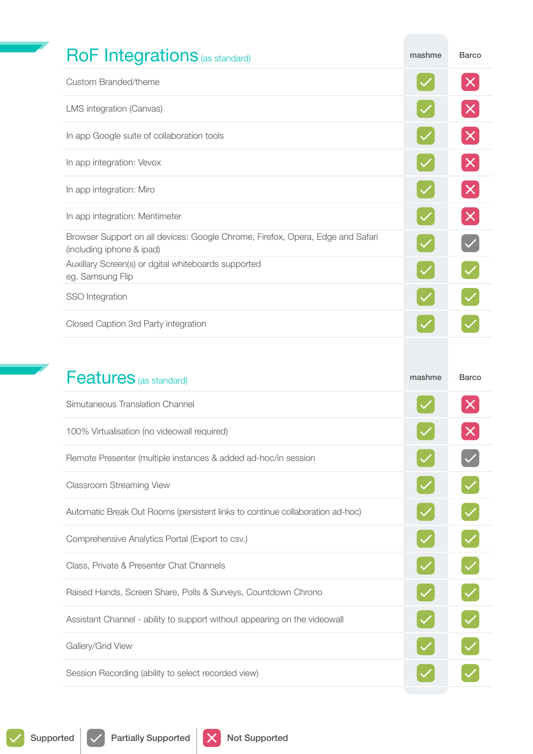## RoF Integrations (as standard)

| RoF Integrations (as standard) | mashme | Barco |
|---|---|---|
| Custom Branded/theme | Supported | Not Supported |
| LMS integration (Canvas) | Supported | Not Supported |
| In app Google suite of collaboration tools | Supported | Not Supported |
| In app integration: Vevox | Supported | Not Supported |
| In app integration: Miro | Supported | Not Supported |
| In app integration: Mentimeter | Supported | Not Supported |
| Browser Support on all devices: Google Chrome, Firefox, Opera, Edge and Safari (including iphone & ipad) | Supported | Partially Supported |
| Auxillary Screen(s) or dgital whiteboards supported eg. Samsung Flip | Supported | Supported |
| SSO Integration | Supported | Supported |
| Closed Caption 3rd Party integration | Supported | Supported |

## Features (as standard)

| Features (as standard) | mashme | Barco |
|---|---|---|
| Simutaneous Translation Channel | Supported | Not Supported |
| 100% Virtualisation (no videowall required) | Supported | Not Supported |
| Remote Presenter (multiple instances & added ad-hoc/in session | Supported | Partially Supported |
| Classroom Streaming View | Supported | Supported |
| Automatic Break Out Rooms (persistent links to continue collaboration ad-hoc) | Supported | Supported |
| Comprehensive Analytics Portal (Export to csv.) | Supported | Supported |
| Class, Private & Presenter Chat Channels | Supported | Supported |
| Raised Hands, Screen Share, Polls & Surveys, Countdown Chrono | Supported | Supported |
| Assistant Channel - ability to support without appearing on the videowall | Supported | Supported |
| Gallery/Grid View | Supported | Supported |
| Session Recording (ability to select recorded view) | Supported | Supported |

Supported | Partially Supported | Not Supported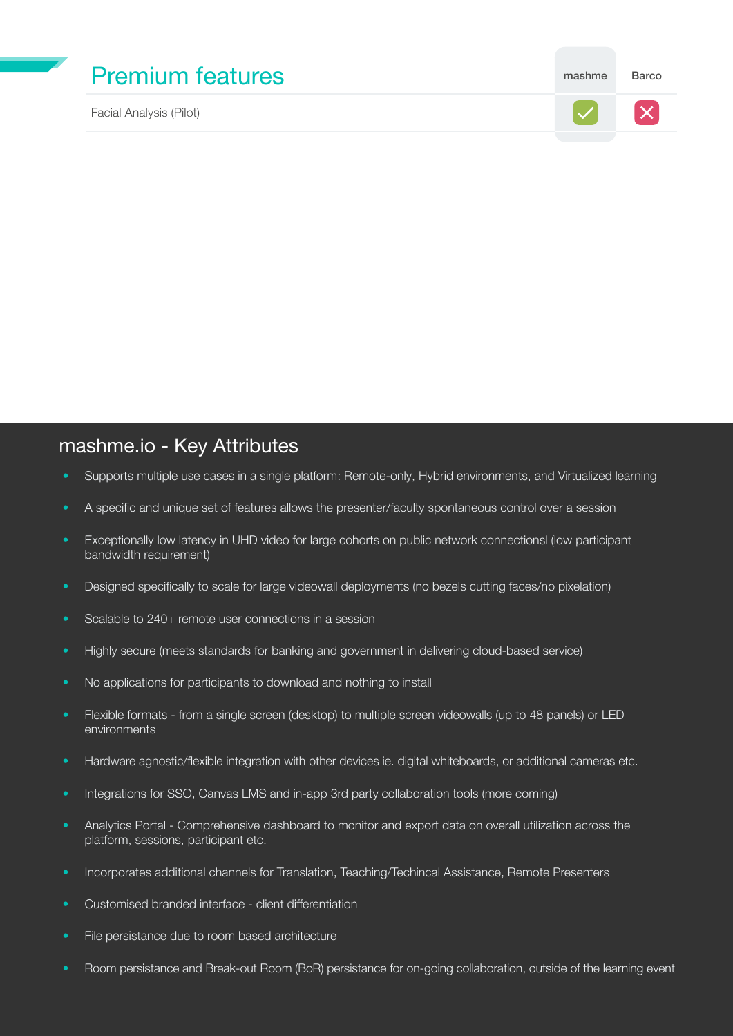## Premium features

| | mashme | Barco |
|---|---|---|
| Facial Analysis (Pilot) | ✓ | ✗ |

## mashme.io - Key Attributes

- Supports multiple use cases in a single platform: Remote-only, Hybrid environments, and Virtualized learning
- A specific and unique set of features allows the presenter/faculty spontaneous control over a session
- Exceptionally low latency in UHD video for large cohorts on public network connectionsl (low participant bandwidth requirement)
- Designed specifically to scale for large videowall deployments (no bezels cutting faces/no pixelation)
- Scalable to 240+ remote user connections in a session
- Highly secure (meets standards for banking and government in delivering cloud-based service)
- No applications for participants to download and nothing to install
- Flexible formats - from a single screen (desktop) to multiple screen videowalls (up to 48 panels) or LED environments
- Hardware agnostic/flexible integration with other devices ie. digital whiteboards, or additional cameras etc.
- Integrations for SSO, Canvas LMS and in-app 3rd party collaboration tools (more coming)
- Analytics Portal - Comprehensive dashboard to monitor and export data on overall utilization across the platform, sessions, participant etc.
- Incorporates additional channels for Translation, Teaching/Techincal Assistance, Remote Presenters
- Customised branded interface - client differentiation
- File persistance due to room based architecture
- Room persistance and Break-out Room (BoR) persistance for on-going collaboration, outside of the learning event